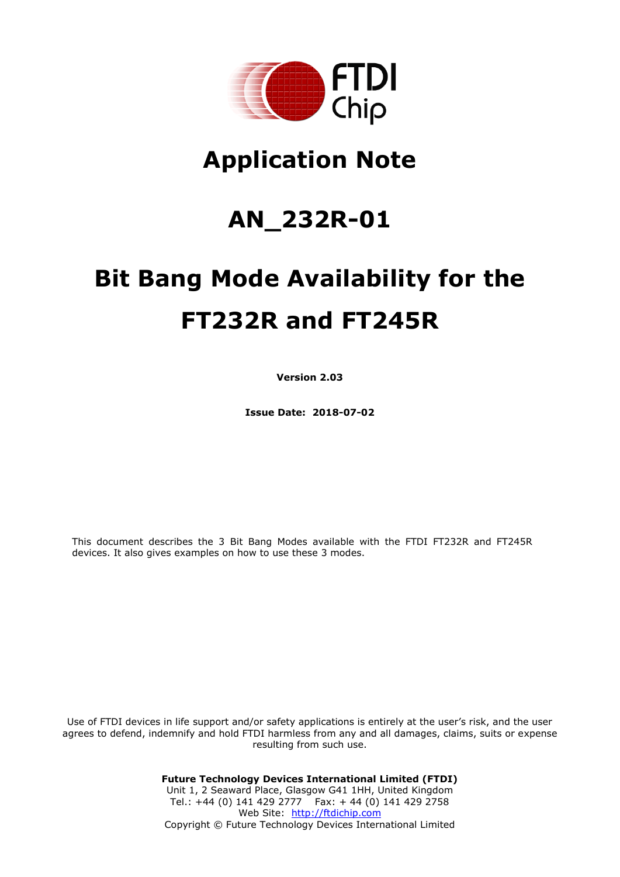# Application Note

# AN_232R-01

# Bit Bang Mode Availability for the FT232R and FT245R

**Version 2.03**

**Issue Date: 2018-07-02**

This document describes the 3 Bit Bang Modes available with the FTDI FT232R and FT245R devices. It also gives examples on how to use these 3 modes.

Use of FTDI devices in life support and/or safety applications is entirely at the user's risk, and the user agrees to defend, indemnify and hold FTDI harmless from any and all damages, claims, suits or expense resulting from such use.

**Future Technology Devices International Limited (FTDI)**
Unit 1, 2 Seaward Place, Glasgow G41 1HH, United Kingdom
Tel.: +44 (0) 141 429 2777 Fax: + 44 (0) 141 429 2758
Web Site: [http://ftdichip.com](http://ftdichip.com)
Copyright © Future Technology Devices International Limited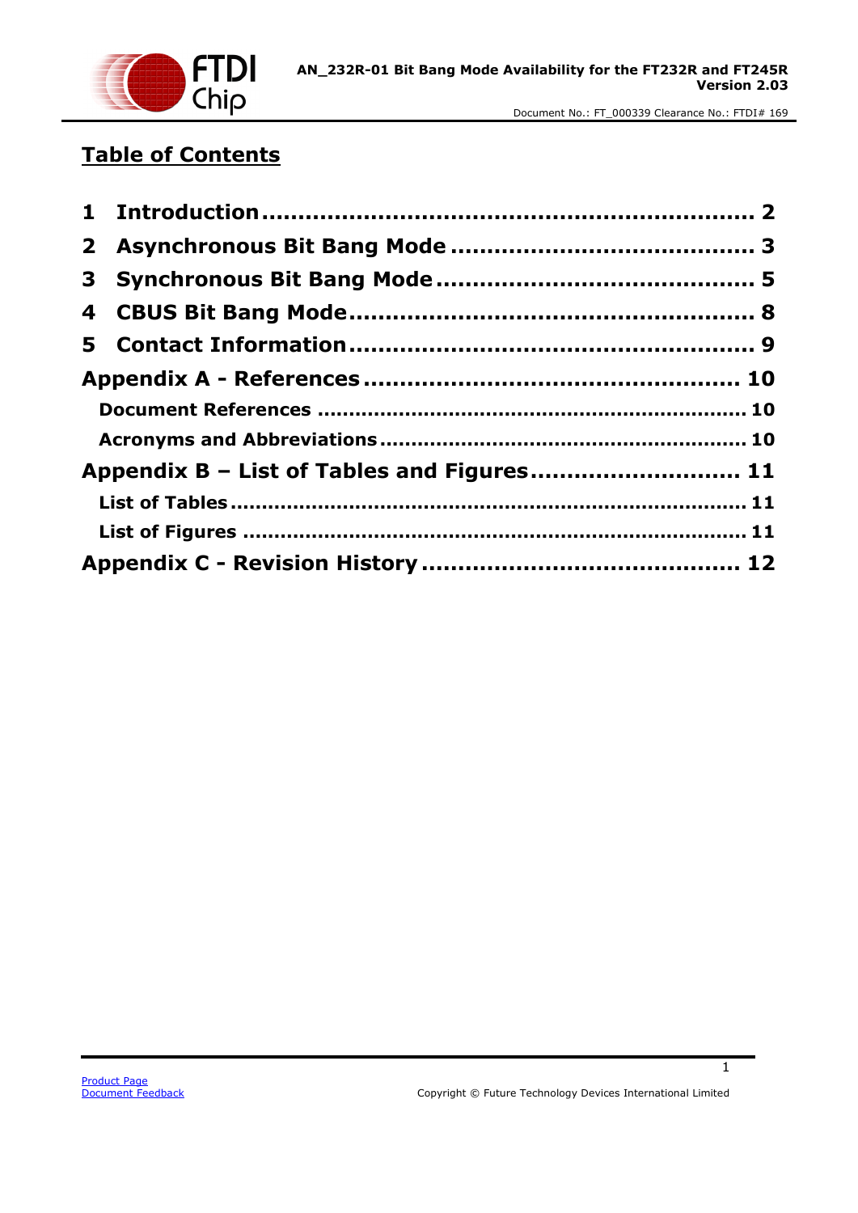# Table of Contents

1 Introduction .......................................................... 2

2 Asynchronous Bit Bang Mode ...................................... 3

3 Synchronous Bit Bang Mode ....................................... 5

4 CBUS Bit Bang Mode ................................................. 8

5 Contact Information .................................................. 9

Appendix A - References ............................................ 10

- Document References ............................................. 10
- Acronyms and Abbreviations .................................... 10

Appendix B – List of Tables and Figures ........................ 11

- List of Tables ........................................................ 11
- List of Figures ....................................................... 11

Appendix C - Revision History ..................................... 12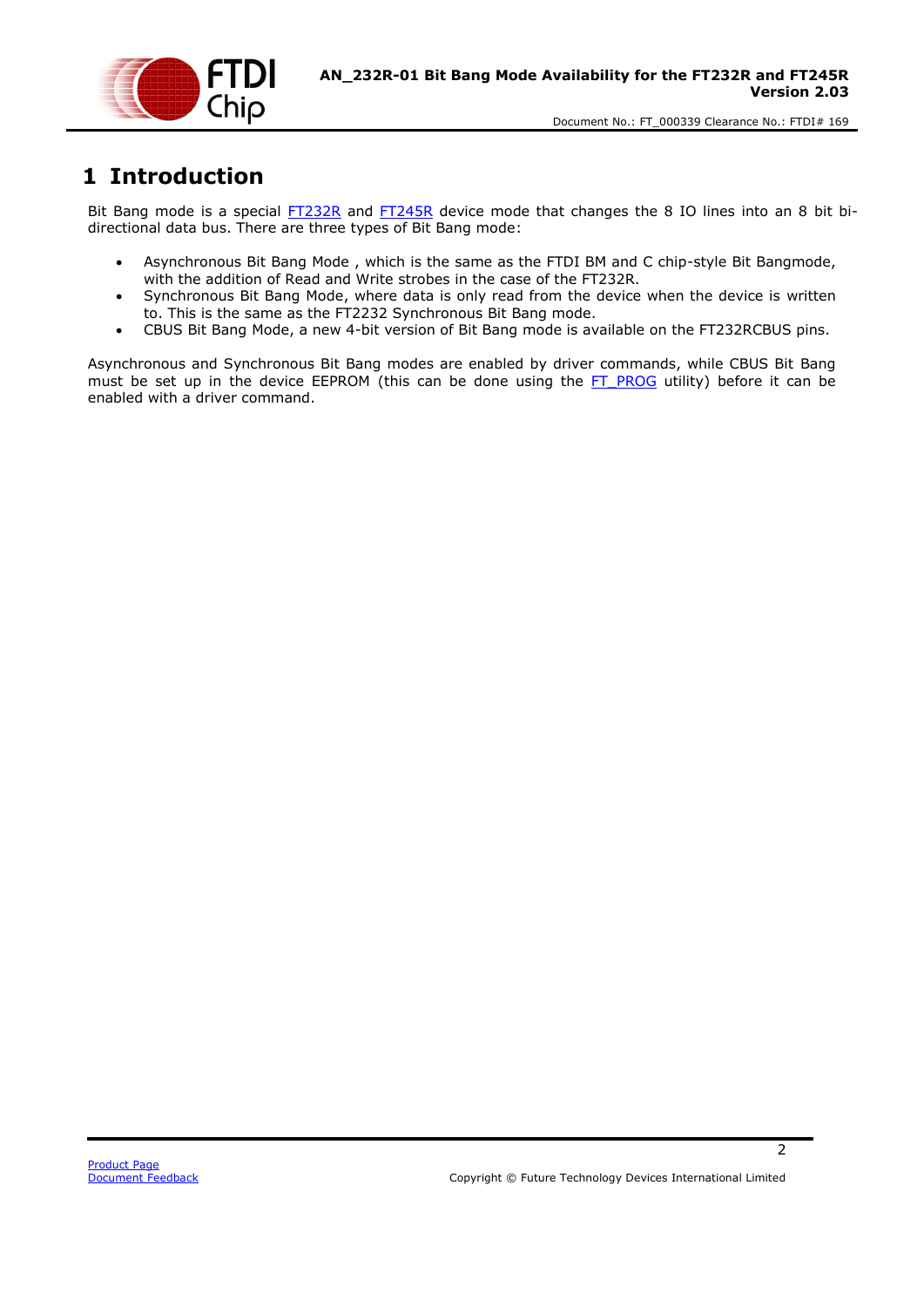# 1 Introduction

Bit Bang mode is a special FT232R and FT245R device mode that changes the 8 IO lines into an 8 bit bi-directional data bus. There are three types of Bit Bang mode:

- Asynchronous Bit Bang Mode , which is the same as the FTDI BM and C chip-style Bit Bangmode, with the addition of Read and Write strobes in the case of the FT232R.
- Synchronous Bit Bang Mode, where data is only read from the device when the device is written to. This is the same as the FT2232 Synchronous Bit Bang mode.
- CBUS Bit Bang Mode, a new 4-bit version of Bit Bang mode is available on the FT232RCBUS pins.

Asynchronous and Synchronous Bit Bang modes are enabled by driver commands, while CBUS Bit Bang must be set up in the device EEPROM (this can be done using the FT_PROG utility) before it can be enabled with a driver command.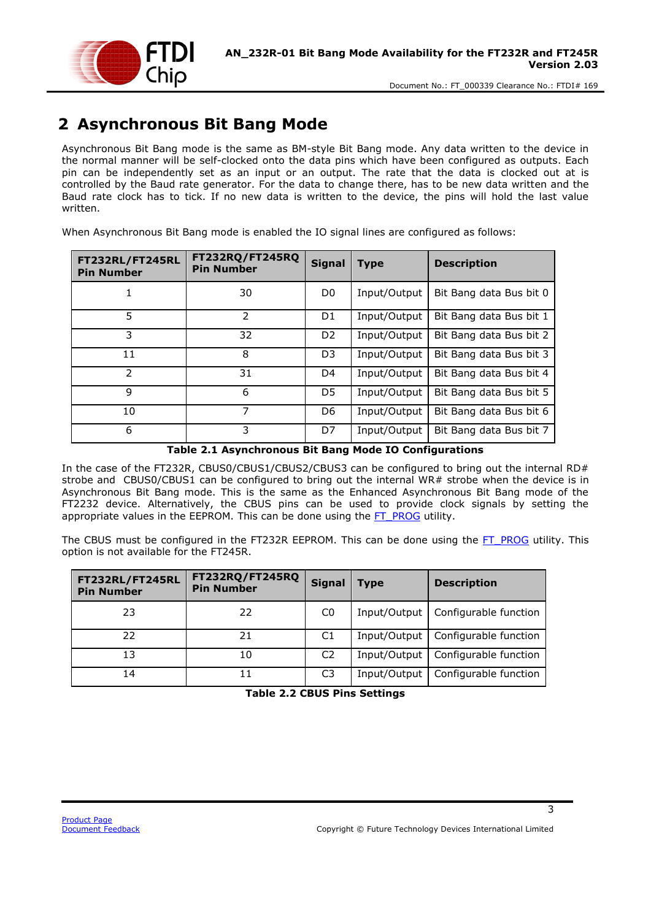# 2 Asynchronous Bit Bang Mode

Asynchronous Bit Bang mode is the same as BM-style Bit Bang mode. Any data written to the device in the normal manner will be self-clocked onto the data pins which have been configured as outputs. Each pin can be independently set as an input or an output. The rate that the data is clocked out at is controlled by the Baud rate generator. For the data to change there, has to be new data written and the Baud rate clock has to tick. If no new data is written to the device, the pins will hold the last value written.

When Asynchronous Bit Bang mode is enabled the IO signal lines are configured as follows:

| FT232RL/FT245RL Pin Number | FT232RQ/FT245RQ Pin Number | Signal | Type | Description |
|---|---|---|---|---|
| 1 | 30 | D0 | Input/Output | Bit Bang data Bus bit 0 |
| 5 | 2 | D1 | Input/Output | Bit Bang data Bus bit 1 |
| 3 | 32 | D2 | Input/Output | Bit Bang data Bus bit 2 |
| 11 | 8 | D3 | Input/Output | Bit Bang data Bus bit 3 |
| 2 | 31 | D4 | Input/Output | Bit Bang data Bus bit 4 |
| 9 | 6 | D5 | Input/Output | Bit Bang data Bus bit 5 |
| 10 | 7 | D6 | Input/Output | Bit Bang data Bus bit 6 |
| 6 | 3 | D7 | Input/Output | Bit Bang data Bus bit 7 |

**Table 2.1 Asynchronous Bit Bang Mode IO Configurations**

In the case of the FT232R, CBUS0/CBUS1/CBUS2/CBUS3 can be configured to bring out the internal RD# strobe and CBUS0/CBUS1 can be configured to bring out the internal WR# strobe when the device is in Asynchronous Bit Bang mode. This is the same as the Enhanced Asynchronous Bit Bang mode of the FT2232 device. Alternatively, the CBUS pins can be used to provide clock signals by setting the appropriate values in the EEPROM. This can be done using the FT_PROG utility.

The CBUS must be configured in the FT232R EEPROM. This can be done using the FT_PROG utility. This option is not available for the FT245R.

| FT232RL/FT245RL Pin Number | FT232RQ/FT245RQ Pin Number | Signal | Type | Description |
|---|---|---|---|---|
| 23 | 22 | C0 | Input/Output | Configurable function |
| 22 | 21 | C1 | Input/Output | Configurable function |
| 13 | 10 | C2 | Input/Output | Configurable function |
| 14 | 11 | C3 | Input/Output | Configurable function |

**Table 2.2 CBUS Pins Settings**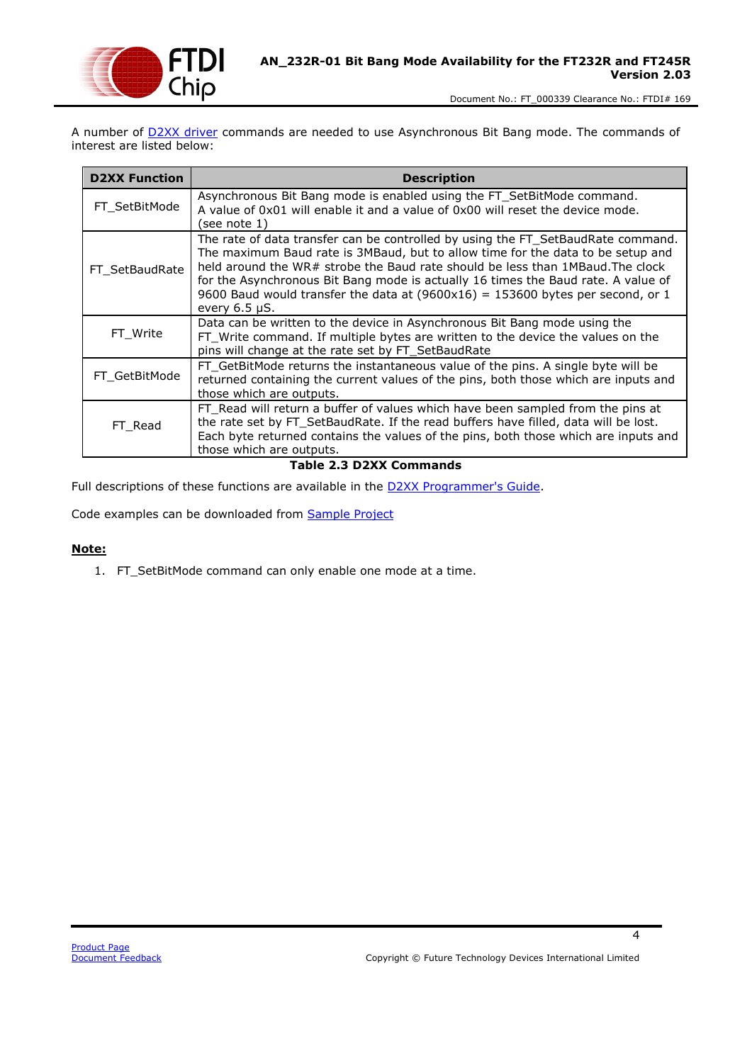A number of D2XX driver commands are needed to use Asynchronous Bit Bang mode. The commands of interest are listed below:

| D2XX Function | Description |
|---|---|
| FT_SetBitMode | Asynchronous Bit Bang mode is enabled using the FT_SetBitMode command. A value of 0x01 will enable it and a value of 0x00 will reset the device mode. (see note 1) |
| FT_SetBaudRate | The rate of data transfer can be controlled by using the FT_SetBaudRate command. The maximum Baud rate is 3MBaud, but to allow time for the data to be setup and held around the WR# strobe the Baud rate should be less than 1MBaud.The clock for the Asynchronous Bit Bang mode is actually 16 times the Baud rate. A value of 9600 Baud would transfer the data at (9600x16) = 153600 bytes per second, or 1 every 6.5 µS. |
| FT_Write | Data can be written to the device in Asynchronous Bit Bang mode using the FT_Write command. If multiple bytes are written to the device the values on the pins will change at the rate set by FT_SetBaudRate |
| FT_GetBitMode | FT_GetBitMode returns the instantaneous value of the pins. A single byte will be returned containing the current values of the pins, both those which are inputs and those which are outputs. |
| FT_Read | FT_Read will return a buffer of values which have been sampled from the pins at the rate set by FT_SetBaudRate. If the read buffers have filled, data will be lost. Each byte returned contains the values of the pins, both those which are inputs and those which are outputs. |

**Table 2.3 D2XX Commands**

Full descriptions of these functions are available in the D2XX Programmer's Guide.

Code examples can be downloaded from Sample Project

**Note:**

1. FT_SetBitMode command can only enable one mode at a time.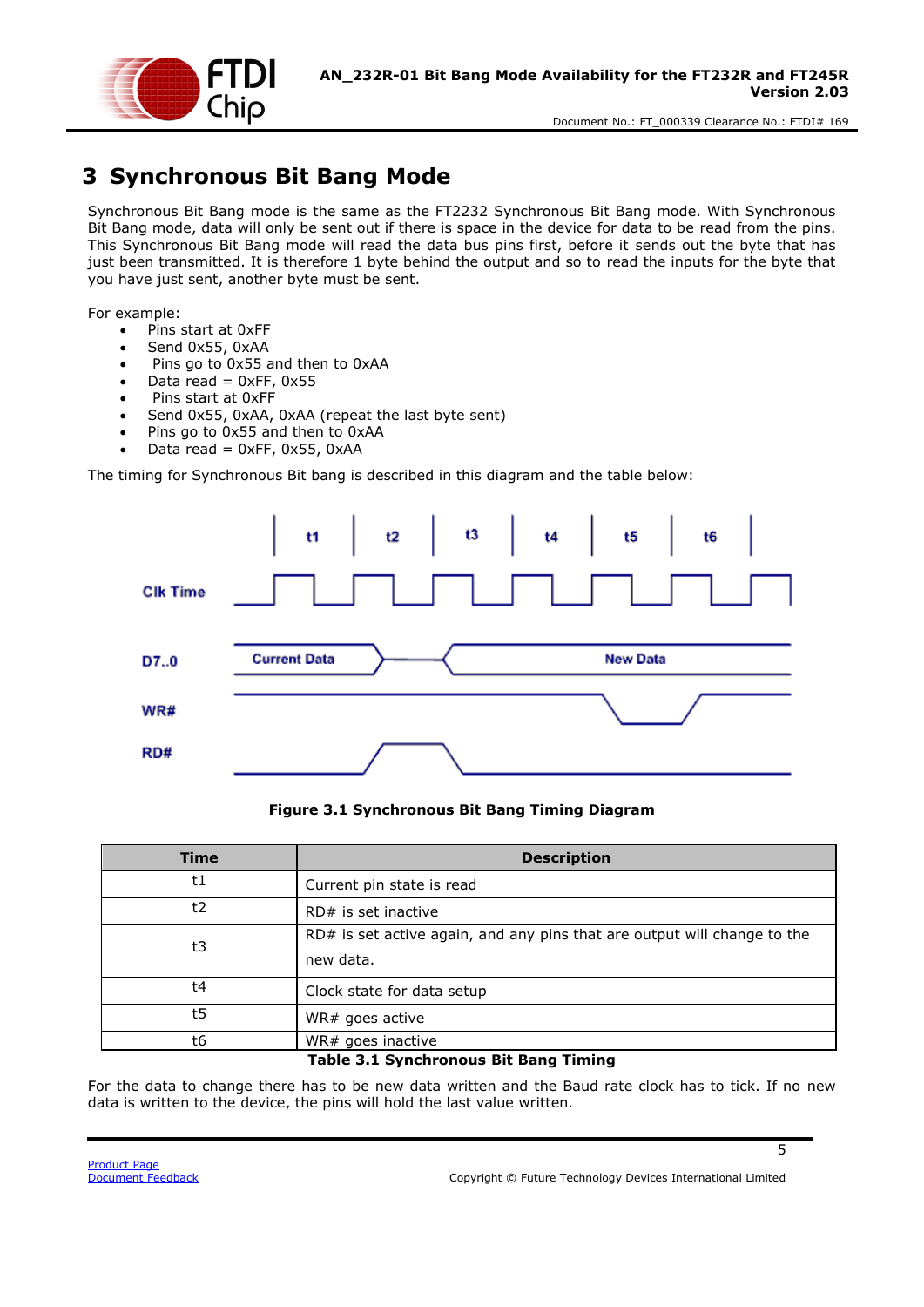# 3 Synchronous Bit Bang Mode

Synchronous Bit Bang mode is the same as the FT2232 Synchronous Bit Bang mode. With Synchronous Bit Bang mode, data will only be sent out if there is space in the device for data to be read from the pins. This Synchronous Bit Bang mode will read the data bus pins first, before it sends out the byte that has just been transmitted. It is therefore 1 byte behind the output and so to read the inputs for the byte that you have just sent, another byte must be sent.

For example:

- Pins start at 0xFF
- Send 0x55, 0xAA
- Pins go to 0x55 and then to 0xAA
- Data read = 0xFF, 0x55
- Pins start at 0xFF
- Send 0x55, 0xAA, 0xAA (repeat the last byte sent)
- Pins go to 0x55 and then to 0xAA
- Data read = 0xFF, 0x55, 0xAA

The timing for Synchronous Bit bang is described in this diagram and the table below:

Figure 3.1 Synchronous Bit Bang Timing Diagram

| Time | Description |
|---|---|
| t1 | Current pin state is read |
| t2 | RD# is set inactive |
| t3 | RD# is set active again, and any pins that are output will change to the new data. |
| t4 | Clock state for data setup |
| t5 | WR# goes active |
| t6 | WR# goes inactive |

**Table 3.1 Synchronous Bit Bang Timing**

For the data to change there has to be new data written and the Baud rate clock has to tick. If no new data is written to the device, the pins will hold the last value written.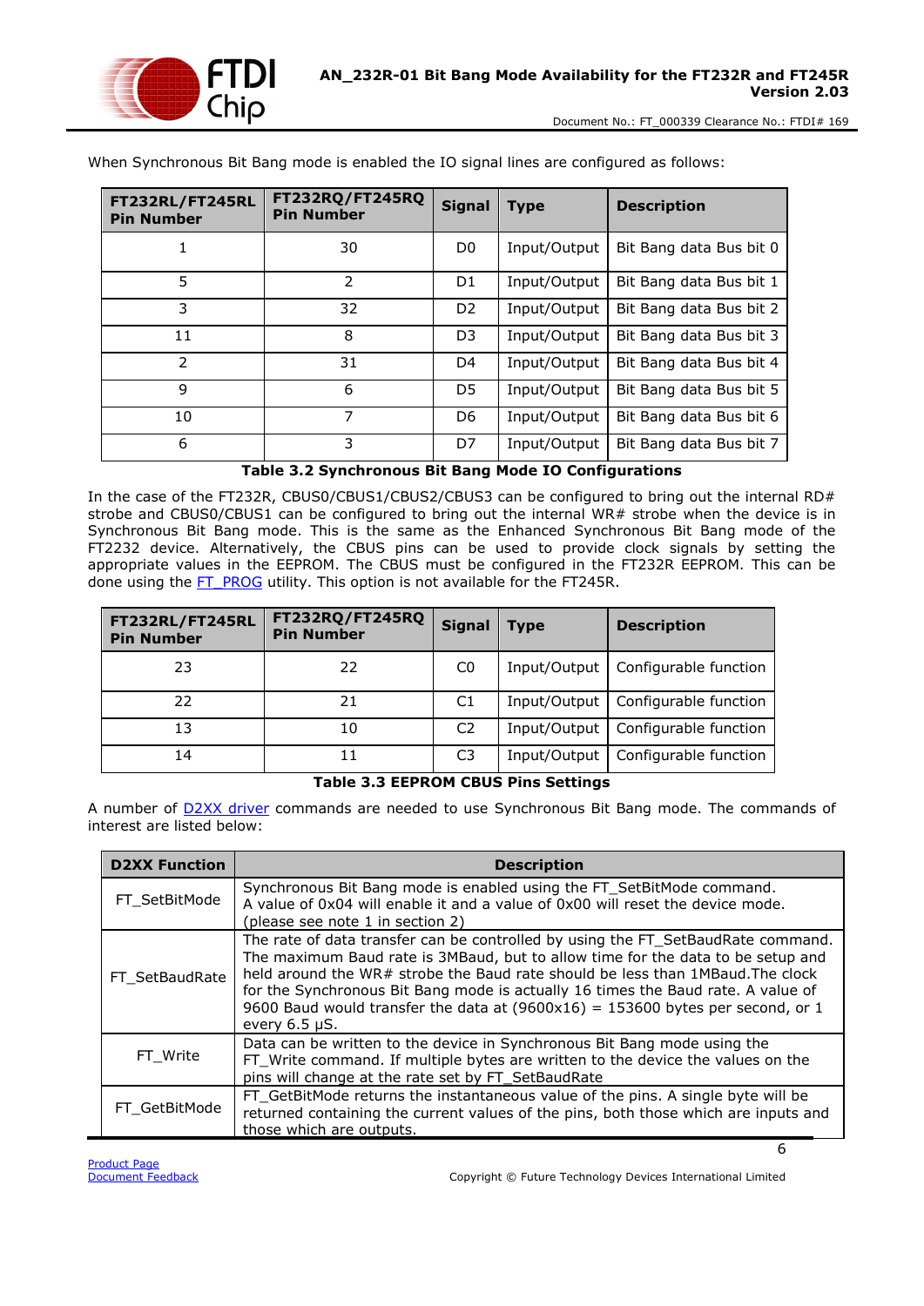When Synchronous Bit Bang mode is enabled the IO signal lines are configured as follows:

| FT232RL/FT245RL Pin Number | FT232RQ/FT245RQ Pin Number | Signal | Type | Description |
|---|---|---|---|---|
| 1 | 30 | D0 | Input/Output | Bit Bang data Bus bit 0 |
| 5 | 2 | D1 | Input/Output | Bit Bang data Bus bit 1 |
| 3 | 32 | D2 | Input/Output | Bit Bang data Bus bit 2 |
| 11 | 8 | D3 | Input/Output | Bit Bang data Bus bit 3 |
| 2 | 31 | D4 | Input/Output | Bit Bang data Bus bit 4 |
| 9 | 6 | D5 | Input/Output | Bit Bang data Bus bit 5 |
| 10 | 7 | D6 | Input/Output | Bit Bang data Bus bit 6 |
| 6 | 3 | D7 | Input/Output | Bit Bang data Bus bit 7 |

**Table 3.2 Synchronous Bit Bang Mode IO Configurations**

In the case of the FT232R, CBUS0/CBUS1/CBUS2/CBUS3 can be configured to bring out the internal RD# strobe and CBUS0/CBUS1 can be configured to bring out the internal WR# strobe when the device is in Synchronous Bit Bang mode. This is the same as the Enhanced Synchronous Bit Bang mode of the FT2232 device. Alternatively, the CBUS pins can be used to provide clock signals by setting the appropriate values in the EEPROM. The CBUS must be configured in the FT232R EEPROM. This can be done using the FT_PROG utility. This option is not available for the FT245R.

| FT232RL/FT245RL Pin Number | FT232RQ/FT245RQ Pin Number | Signal | Type | Description |
|---|---|---|---|---|
| 23 | 22 | C0 | Input/Output | Configurable function |
| 22 | 21 | C1 | Input/Output | Configurable function |
| 13 | 10 | C2 | Input/Output | Configurable function |
| 14 | 11 | C3 | Input/Output | Configurable function |

**Table 3.3 EEPROM CBUS Pins Settings**

A number of D2XX driver commands are needed to use Synchronous Bit Bang mode. The commands of interest are listed below:

| D2XX Function | Description |
|---|---|
| FT_SetBitMode | Synchronous Bit Bang mode is enabled using the FT_SetBitMode command. A value of 0x04 will enable it and a value of 0x00 will reset the device mode. (please see note 1 in section 2) |
| FT_SetBaudRate | The rate of data transfer can be controlled by using the FT_SetBaudRate command. The maximum Baud rate is 3MBaud, but to allow time for the data to be setup and held around the WR# strobe the Baud rate should be less than 1MBaud.The clock for the Synchronous Bit Bang mode is actually 16 times the Baud rate. A value of 9600 Baud would transfer the data at (9600x16) = 153600 bytes per second, or 1 every 6.5 µS. |
| FT_Write | Data can be written to the device in Synchronous Bit Bang mode using the FT_Write command. If multiple bytes are written to the device the values on the pins will change at the rate set by FT_SetBaudRate |
| FT_GetBitMode | FT_GetBitMode returns the instantaneous value of the pins. A single byte will be returned containing the current values of the pins, both those which are inputs and those which are outputs. |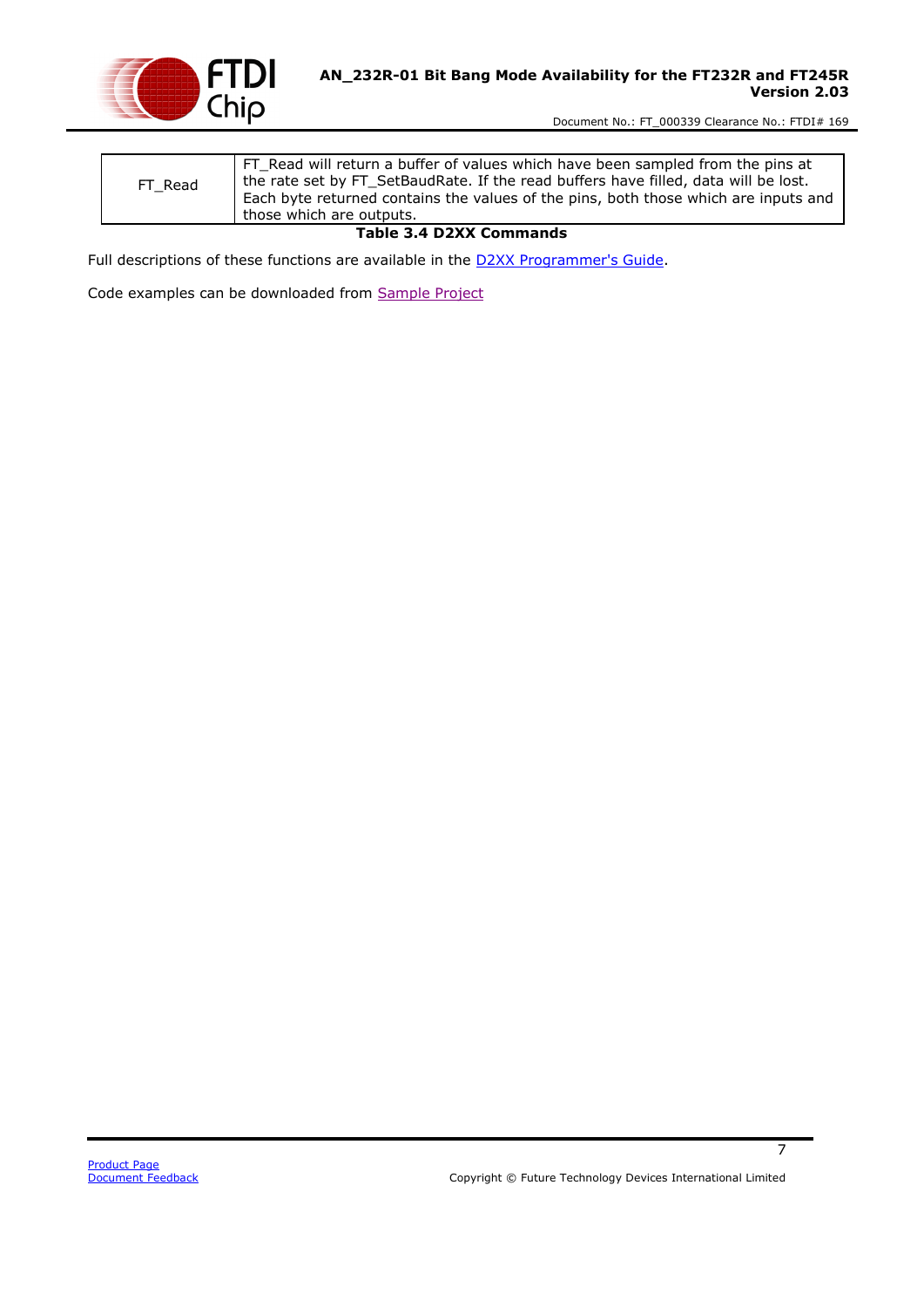| | |
|---|---|
| FT_Read | FT_Read will return a buffer of values which have been sampled from the pins at the rate set by FT_SetBaudRate. If the read buffers have filled, data will be lost. Each byte returned contains the values of the pins, both those which are inputs and those which are outputs. |

**Table 3.4 D2XX Commands**

Full descriptions of these functions are available in the D2XX Programmer's Guide.

Code examples can be downloaded from Sample Project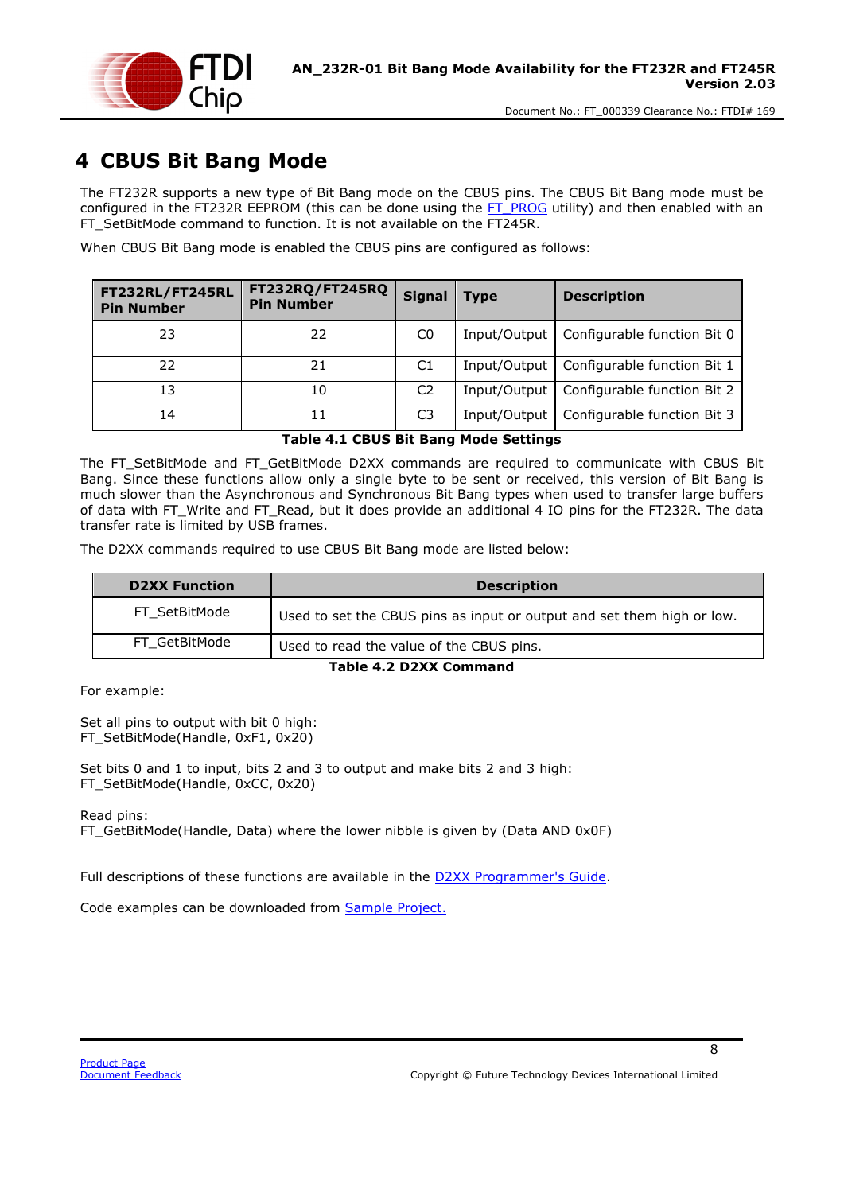# 4 CBUS Bit Bang Mode

The FT232R supports a new type of Bit Bang mode on the CBUS pins. The CBUS Bit Bang mode must be configured in the FT232R EEPROM (this can be done using the FT_PROG utility) and then enabled with an FT_SetBitMode command to function. It is not available on the FT245R.

When CBUS Bit Bang mode is enabled the CBUS pins are configured as follows:

| FT232RL/FT245RL Pin Number | FT232RQ/FT245RQ Pin Number | Signal | Type | Description |
|---|---|---|---|---|
| 23 | 22 | C0 | Input/Output | Configurable function Bit 0 |
| 22 | 21 | C1 | Input/Output | Configurable function Bit 1 |
| 13 | 10 | C2 | Input/Output | Configurable function Bit 2 |
| 14 | 11 | C3 | Input/Output | Configurable function Bit 3 |

**Table 4.1 CBUS Bit Bang Mode Settings**

The FT_SetBitMode and FT_GetBitMode D2XX commands are required to communicate with CBUS Bit Bang. Since these functions allow only a single byte to be sent or received, this version of Bit Bang is much slower than the Asynchronous and Synchronous Bit Bang types when used to transfer large buffers of data with FT_Write and FT_Read, but it does provide an additional 4 IO pins for the FT232R. The data transfer rate is limited by USB frames.

The D2XX commands required to use CBUS Bit Bang mode are listed below:

| D2XX Function | Description |
|---|---|
| FT_SetBitMode | Used to set the CBUS pins as input or output and set them high or low. |
| FT_GetBitMode | Used to read the value of the CBUS pins. |

**Table 4.2 D2XX Command**

For example:

Set all pins to output with bit 0 high:
FT_SetBitMode(Handle, 0xF1, 0x20)

Set bits 0 and 1 to input, bits 2 and 3 to output and make bits 2 and 3 high:
FT_SetBitMode(Handle, 0xCC, 0x20)

Read pins:
FT_GetBitMode(Handle, Data) where the lower nibble is given by (Data AND 0x0F)

Full descriptions of these functions are available in the D2XX Programmer's Guide.

Code examples can be downloaded from Sample Project.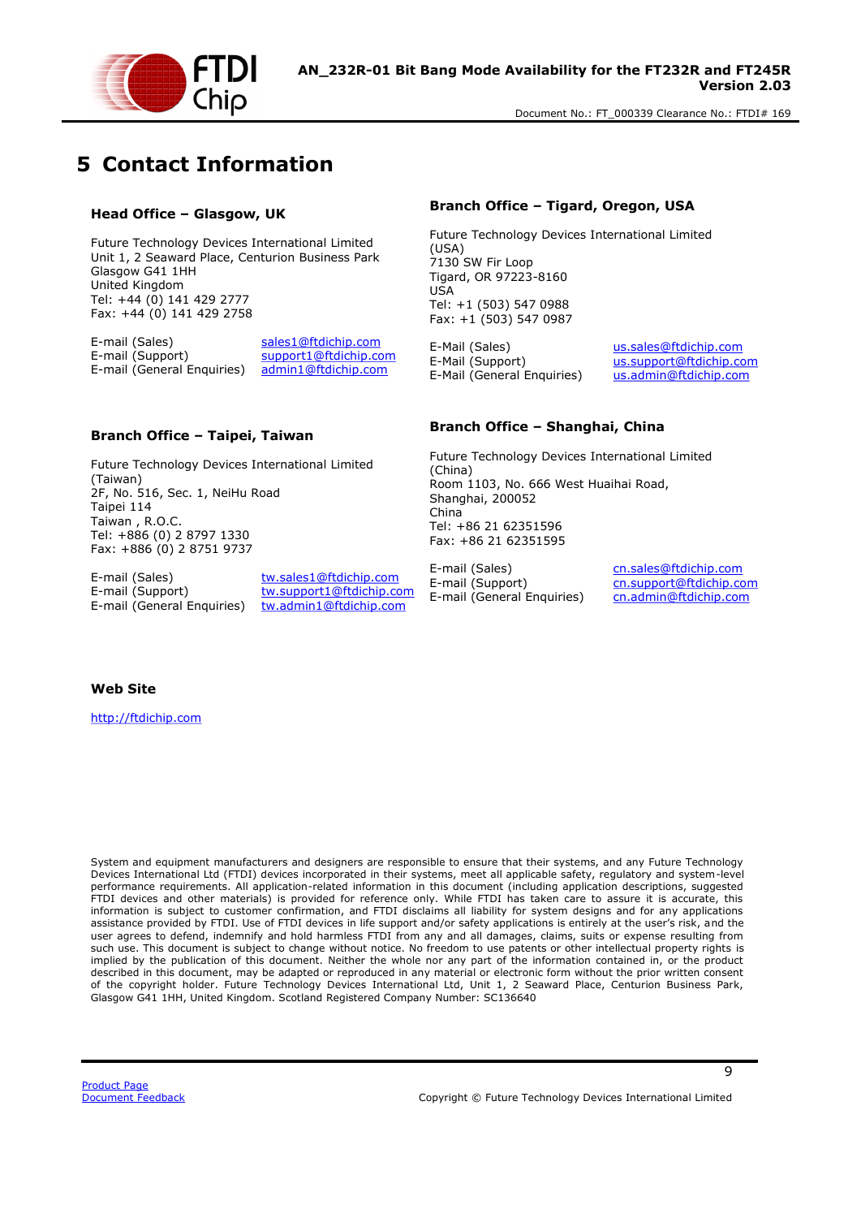# 5 Contact Information

### Head Office – Glasgow, UK

Future Technology Devices International Limited
Unit 1, 2 Seaward Place, Centurion Business Park
Glasgow G41 1HH
United Kingdom
Tel: +44 (0) 141 429 2777
Fax: +44 (0) 141 429 2758

E-mail (Sales) sales1@ftdichip.com
E-mail (Support) support1@ftdichip.com
E-mail (General Enquiries) admin1@ftdichip.com

### Branch Office – Tigard, Oregon, USA

Future Technology Devices International Limited (USA)
7130 SW Fir Loop
Tigard, OR 97223-8160
USA
Tel: +1 (503) 547 0988
Fax: +1 (503) 547 0987

E-Mail (Sales) us.sales@ftdichip.com
E-Mail (Support) us.support@ftdichip.com
E-Mail (General Enquiries) us.admin@ftdichip.com

### Branch Office – Taipei, Taiwan

Future Technology Devices International Limited (Taiwan)
2F, No. 516, Sec. 1, NeiHu Road
Taipei 114
Taiwan , R.O.C.
Tel: +886 (0) 2 8797 1330
Fax: +886 (0) 2 8751 9737

E-mail (Sales) tw.sales1@ftdichip.com
E-mail (Support) tw.support1@ftdichip.com
E-mail (General Enquiries) tw.admin1@ftdichip.com

### Branch Office – Shanghai, China

Future Technology Devices International Limited (China)
Room 1103, No. 666 West Huaihai Road,
Shanghai, 200052
China
Tel: +86 21 62351596
Fax: +86 21 62351595

E-mail (Sales) cn.sales@ftdichip.com
E-mail (Support) cn.support@ftdichip.com
E-mail (General Enquiries) cn.admin@ftdichip.com

### Web Site

http://ftdichip.com

System and equipment manufacturers and designers are responsible to ensure that their systems, and any Future Technology Devices International Ltd (FTDI) devices incorporated in their systems, meet all applicable safety, regulatory and system-level performance requirements. All application-related information in this document (including application descriptions, suggested FTDI devices and other materials) is provided for reference only. While FTDI has taken care to assure it is accurate, this information is subject to customer confirmation, and FTDI disclaims all liability for system designs and for any applications assistance provided by FTDI. Use of FTDI devices in life support and/or safety applications is entirely at the user's risk, and the user agrees to defend, indemnify and hold harmless FTDI from any and all damages, claims, suits or expense resulting from such use. This document is subject to change without notice. No freedom to use patents or other intellectual property rights is implied by the publication of this document. Neither the whole nor any part of the information contained in, or the product described in this document, may be adapted or reproduced in any material or electronic form without the prior written consent of the copyright holder. Future Technology Devices International Ltd, Unit 1, 2 Seaward Place, Centurion Business Park, Glasgow G41 1HH, United Kingdom. Scotland Registered Company Number: SC136640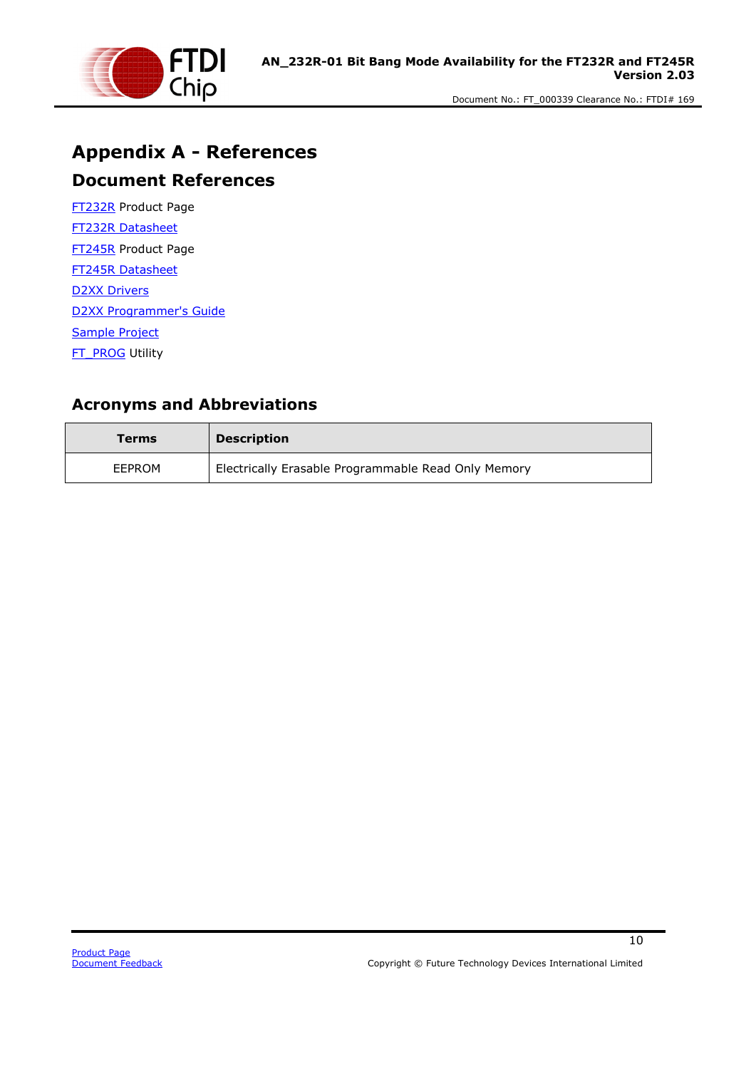# Appendix A - References

## Document References

FT232R Product Page

FT232R Datasheet

FT245R Product Page

FT245R Datasheet

D2XX Drivers

D2XX Programmer's Guide

Sample Project

FT_PROG Utility

## Acronyms and Abbreviations

| Terms | Description |
|---|---|
| EEPROM | Electrically Erasable Programmable Read Only Memory |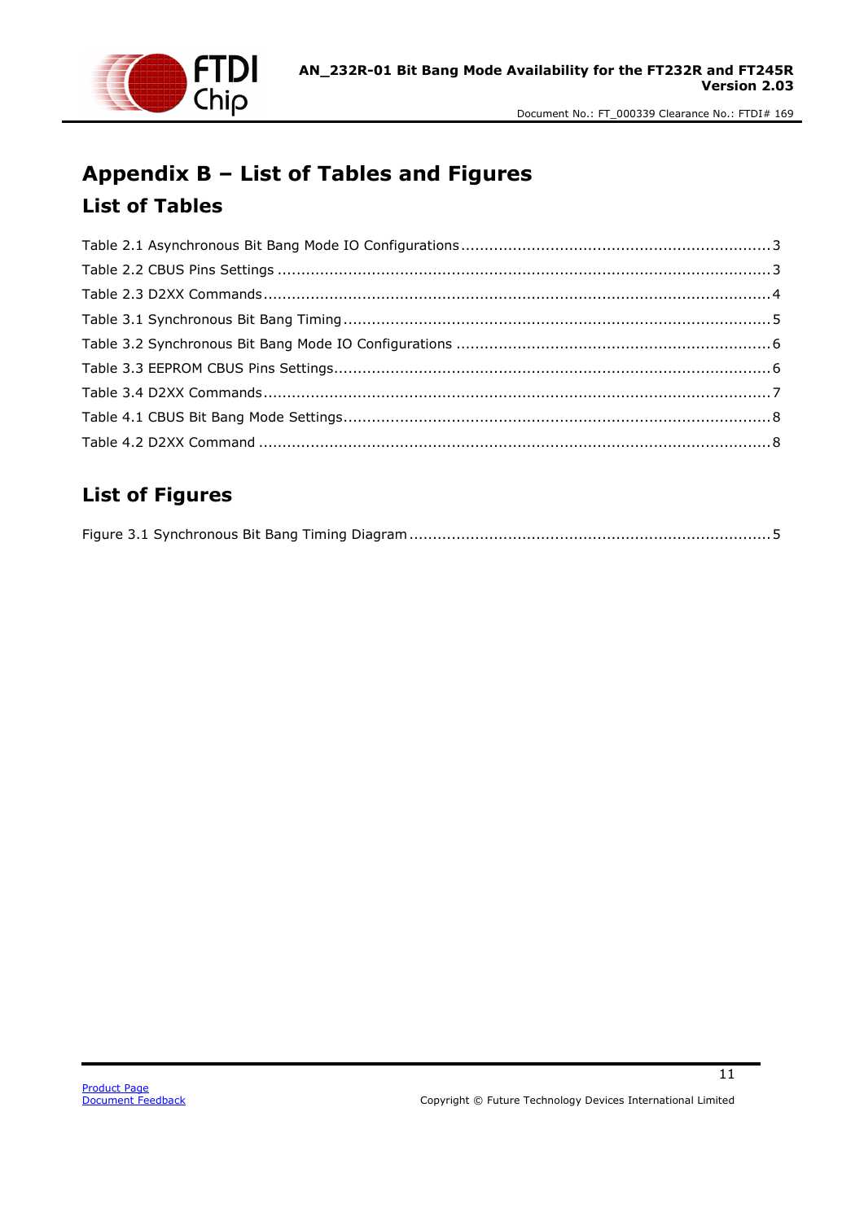# Appendix B – List of Tables and Figures

## List of Tables

Table 2.1 Asynchronous Bit Bang Mode IO Configurations ................................................................. 3
Table 2.2 CBUS Pins Settings ........................................................................................................ 3
Table 2.3 D2XX Commands ........................................................................................................... 4
Table 3.1 Synchronous Bit Bang Timing ......................................................................................... 5
Table 3.2 Synchronous Bit Bang Mode IO Configurations ................................................................. 6
Table 3.3 EEPROM CBUS Pins Settings ........................................................................................... 6
Table 3.4 D2XX Commands ........................................................................................................... 7
Table 4.1 CBUS Bit Bang Mode Settings ......................................................................................... 8
Table 4.2 D2XX Command ............................................................................................................ 8

## List of Figures

Figure 3.1 Synchronous Bit Bang Timing Diagram ............................................................................ 5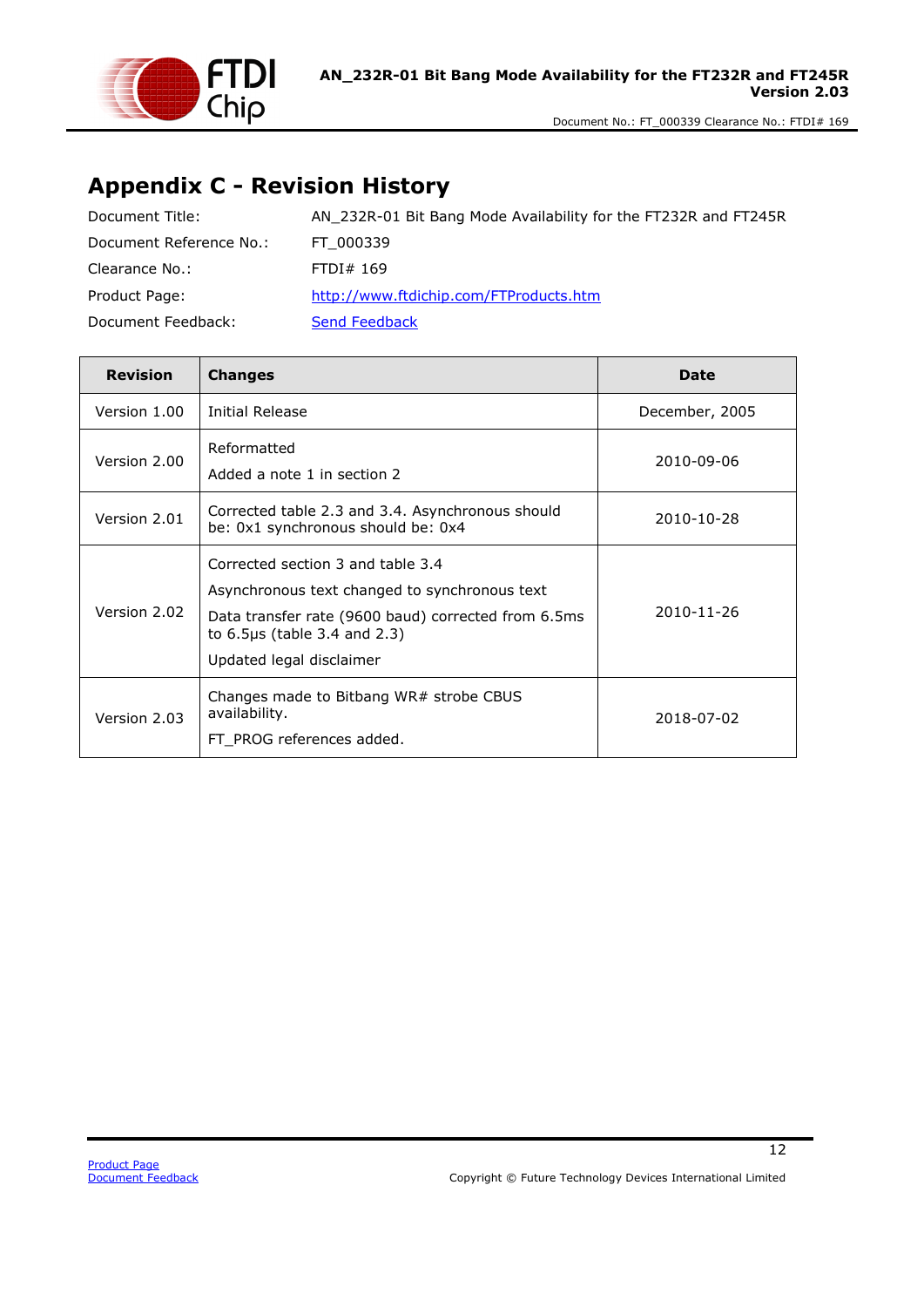# Appendix C - Revision History

Document Title: AN_232R-01 Bit Bang Mode Availability for the FT232R and FT245R

Document Reference No.: FT_000339

Clearance No.: FTDI# 169

Product Page: [http://www.ftdichip.com/FTProducts.htm](http://www.ftdichip.com/FTProducts.htm)

Document Feedback: Send Feedback

| Revision | Changes | Date |
|---|---|---|
| Version 1.00 | Initial Release | December, 2005 |
| Version 2.00 | Reformatted<br>Added a note 1 in section 2 | 2010-09-06 |
| Version 2.01 | Corrected table 2.3 and 3.4. Asynchronous should be: 0x1 synchronous should be: 0x4 | 2010-10-28 |
| Version 2.02 | Corrected section 3 and table 3.4<br>Asynchronous text changed to synchronous text<br>Data transfer rate (9600 baud) corrected from 6.5ms to 6.5µs (table 3.4 and 2.3)<br>Updated legal disclaimer | 2010-11-26 |
| Version 2.03 | Changes made to Bitbang WR# strobe CBUS availability.<br>FT_PROG references added. | 2018-07-02 |